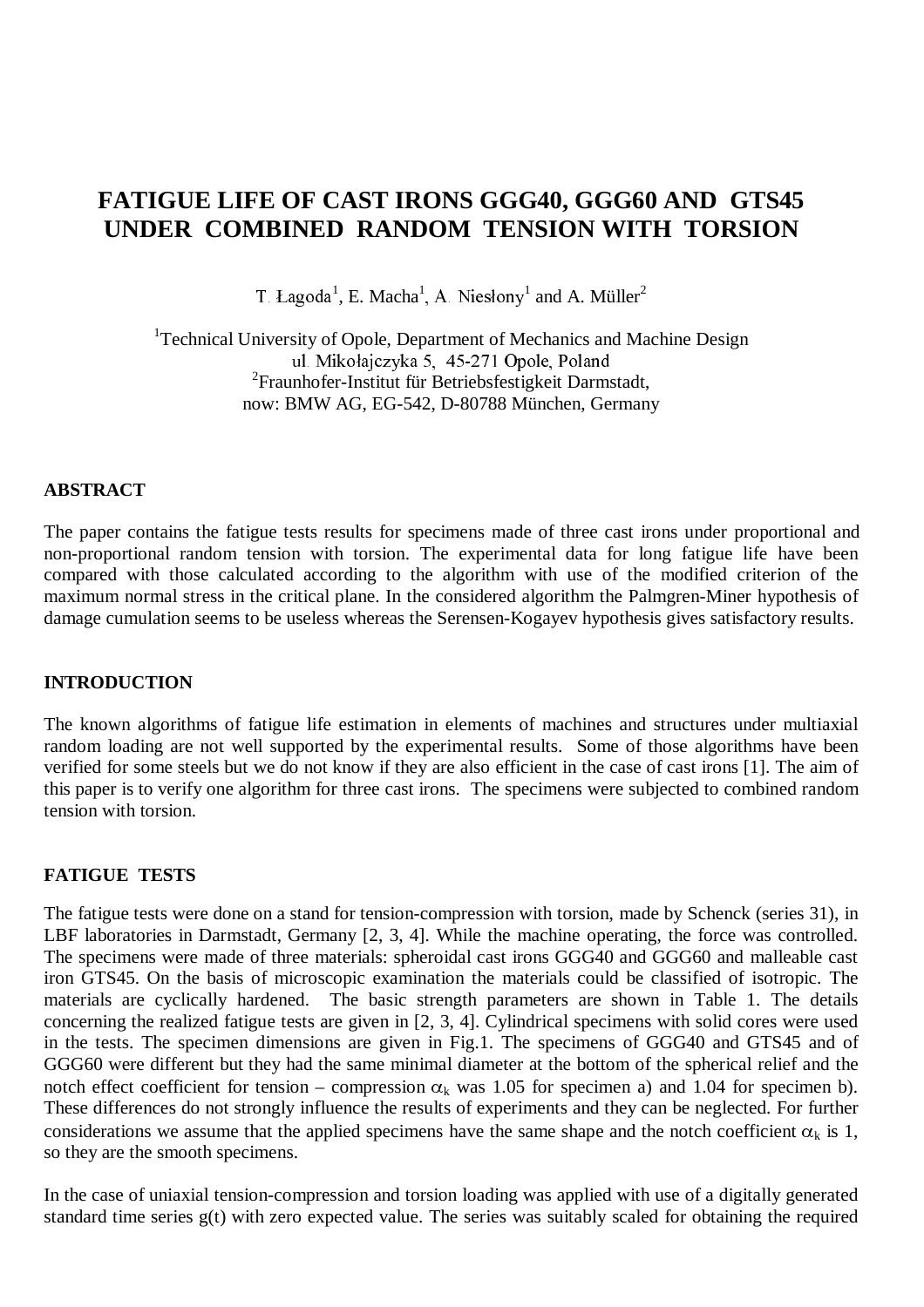# FATIGUE LIFE OF CAST IRONS GGG40, GGG60 AND GTS45 UNDER COMBINED RANDOM TENSION WITH TORSION

T. Łagoda[1], E. Macha[1], A. Niesłony[1] and A. Müller[2]

[1]Technical University of Opole, Department of Mechanics and Machine Design
ul. Mikołajczyka 5, 45-271 Opole, Poland
[2]Fraunhofer-Institut für Betriebsfestigkeit Darmstadt,
now: BMW AG, EG-542, D-80788 München, Germany

## ABSTRACT

The paper contains the fatigue tests results for specimens made of three cast irons under proportional and non-proportional random tension with torsion. The experimental data for long fatigue life have been compared with those calculated according to the algorithm with use of the modified criterion of the maximum normal stress in the critical plane. In the considered algorithm the Palmgren-Miner hypothesis of damage cumulation seems to be useless whereas the Serensen-Kogayev hypothesis gives satisfactory results.

## INTRODUCTION

The known algorithms of fatigue life estimation in elements of machines and structures under multiaxial random loading are not well supported by the experimental results. Some of those algorithms have been verified for some steels but we do not know if they are also efficient in the case of cast irons [1]. The aim of this paper is to verify one algorithm for three cast irons. The specimens were subjected to combined random tension with torsion.

## FATIGUE TESTS

The fatigue tests were done on a stand for tension-compression with torsion, made by Schenck (series 31), in LBF laboratories in Darmstadt, Germany [2, 3, 4]. While the machine operating, the force was controlled. The specimens were made of three materials: spheroidal cast irons GGG40 and GGG60 and malleable cast iron GTS45. On the basis of microscopic examination the materials could be classified of isotropic. The materials are cyclically hardened. The basic strength parameters are shown in Table 1. The details concerning the realized fatigue tests are given in [2, 3, 4]. Cylindrical specimens with solid cores were used in the tests. The specimen dimensions are given in Fig.1. The specimens of GGG40 and GTS45 and of GGG60 were different but they had the same minimal diameter at the bottom of the spherical relief and the notch effect coefficient for tension – compression $\alpha_k$ was 1.05 for specimen a) and 1.04 for specimen b). These differences do not strongly influence the results of experiments and they can be neglected. For further considerations we assume that the applied specimens have the same shape and the notch coefficient $\alpha_k$ is 1, so they are the smooth specimens.

In the case of uniaxial tension-compression and torsion loading was applied with use of a digitally generated standard time series g(t) with zero expected value. The series was suitably scaled for obtaining the required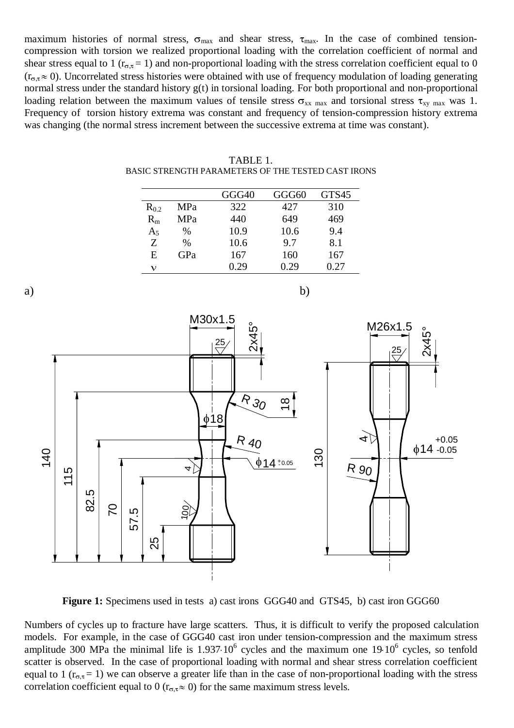maximum histories of normal stress, $\sigma_{max}$ and shear stress, $\tau_{max}$. In the case of combined tension-compression with torsion we realized proportional loading with the correlation coefficient of normal and shear stress equal to 1 ($r_{\sigma,\tau} = 1$) and non-proportional loading with the stress correlation coefficient equal to 0 ($r_{\sigma,\tau} \approx 0$). Uncorrelated stress histories were obtained with use of frequency modulation of loading generating normal stress under the standard history g(t) in torsional loading. For both proportional and non-proportional loading relation between the maximum values of tensile stress $\sigma_{xx\ max}$ and torsional stress $\tau_{xy\ max}$ was 1. Frequency of torsion history extrema was constant and frequency of tension-compression history extrema was changing (the normal stress increment between the successive extrema at time was constant).

TABLE 1.
BASIC STRENGTH PARAMETERS OF THE TESTED CAST IRONS

| | | GGG40 | GGG60 | GTS45 |
|---|---|---|---|---|
| $R_{0.2}$ | MPa | 322 | 427 | 310 |
| $R_m$ | MPa | 440 | 649 | 469 |
| $A_5$ | % | 10.9 | 10.6 | 9.4 |
| Z | % | 10.6 | 9.7 | 8.1 |
| E | GPa | 167 | 160 | 167 |
| $\nu$ | | 0.29 | 0.29 | 0.27 |

**Figure 1:** Specimens used in tests a) cast irons GGG40 and GTS45, b) cast iron GGG60

Numbers of cycles up to fracture have large scatters. Thus, it is difficult to verify the proposed calculation models. For example, in the case of GGG40 cast iron under tension-compression and the maximum stress amplitude 300 MPa the minimal life is $1.937 \cdot 10^6$ cycles and the maximum one $19 \cdot 10^6$ cycles, so tenfold scatter is observed. In the case of proportional loading with normal and shear stress correlation coefficient equal to 1 ($r_{\sigma,\tau} = 1$) we can observe a greater life than in the case of non-proportional loading with the stress correlation coefficient equal to 0 ($r_{\sigma,\tau} \approx 0$) for the same maximum stress levels.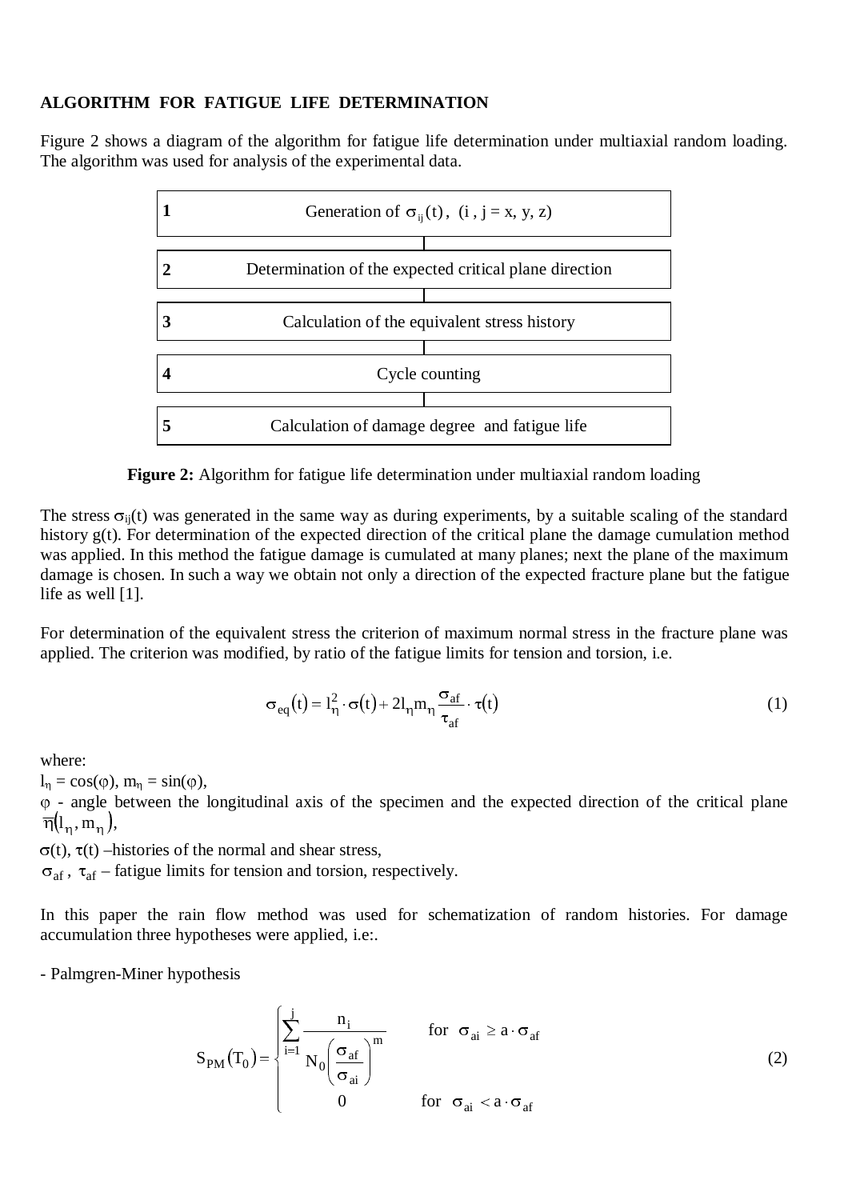## ALGORITHM FOR FATIGUE LIFE DETERMINATION

Figure 2 shows a diagram of the algorithm for fatigue life determination under multiaxial random loading. The algorithm was used for analysis of the experimental data.

| | |
|---|---|
| **1** | Generation of $\sigma_{ij}(t)$, (i , j = x, y, z) |
| **2** | Determination of the expected critical plane direction |
| **3** | Calculation of the equivalent stress history |
| **4** | Cycle counting |
| **5** | Calculation of damage degree and fatigue life |

**Figure 2:** Algorithm for fatigue life determination under multiaxial random loading

The stress $\sigma_{ij}(t)$ was generated in the same way as during experiments, by a suitable scaling of the standard history g(t). For determination of the expected direction of the critical plane the damage cumulation method was applied. In this method the fatigue damage is cumulated at many planes; next the plane of the maximum damage is chosen. In such a way we obtain not only a direction of the expected fracture plane but the fatigue life as well [1].

For determination of the equivalent stress the criterion of maximum normal stress in the fracture plane was applied. The criterion was modified, by ratio of the fatigue limits for tension and torsion, i.e.

$$\sigma_{eq}(t) = l_\eta^2 \cdot \sigma(t) + 2 l_\eta m_\eta \frac{\sigma_{af}}{\tau_{af}} \cdot \tau(t) \tag{1}$$

where:

$l_\eta = \cos(\varphi)$, $m_\eta = \sin(\varphi)$,

$\varphi$ - angle between the longitudinal axis of the specimen and the expected direction of the critical plane $\overline{\eta}(l_\eta, m_\eta)$,

$\sigma(t)$, $\tau(t)$ –histories of the normal and shear stress,

$\sigma_{af}$ , $\tau_{af}$ – fatigue limits for tension and torsion, respectively.

In this paper the rain flow method was used for schematization of random histories. For damage accumulation three hypotheses were applied, i.e:.

- Palmgren-Miner hypothesis

$$S_{PM}(T_0) = \begin{cases} \displaystyle\sum_{i=1}^{j} \frac{n_i}{N_0 \left( \frac{\sigma_{af}}{\sigma_{ai}} \right)^m} & \text{for } \sigma_{ai} \geq a \cdot \sigma_{af} \\ 0 & \text{for } \sigma_{ai} < a \cdot \sigma_{af} \end{cases} \tag{2}$$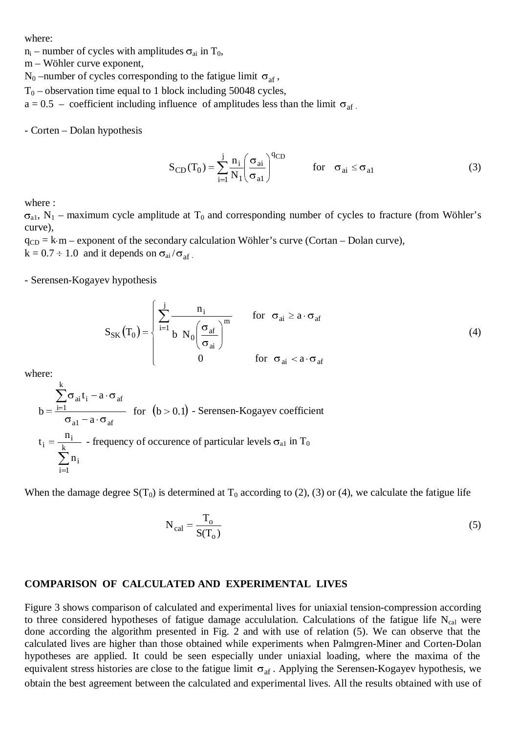where:
$n_i$ – number of cycles with amplitudes $\sigma_{ai}$ in $T_0$,
m – Wöhler curve exponent,
$N_0$ –number of cycles corresponding to the fatigue limit $\sigma_{af}$,
$T_0$ – observation time equal to 1 block including 50048 cycles,
a = 0.5 – coefficient including influence of amplitudes less than the limit $\sigma_{af}$.

- Corten – Dolan hypothesis

$$S_{CD}(T_0) = \sum_{i=1}^{j} \frac{n_i}{N_1}\left(\frac{\sigma_{ai}}{\sigma_{a1}}\right)^{q_{CD}} \qquad \text{for} \quad \sigma_{ai} \leq \sigma_{a1} \tag{3}$$

where :
$\sigma_{a1}$, $N_1$ – maximum cycle amplitude at $T_0$ and corresponding number of cycles to fracture (from Wöhler's curve),
$q_{CD} = k \cdot m$ – exponent of the secondary calculation Wöhler's curve (Cortan – Dolan curve),
$k = 0.7 \div 1.0$ and it depends on $\sigma_{ai}/\sigma_{af}$.

- Serensen-Kogayev hypothesis

$$S_{SK}(T_0) = \begin{cases} \displaystyle\sum_{i=1}^{j} \frac{n_i}{b \; N_0 \left(\dfrac{\sigma_{af}}{\sigma_{ai}}\right)^m} & \text{for} \quad \sigma_{ai} \geq a \cdot \sigma_{af} \\ 0 & \text{for} \quad \sigma_{ai} < a \cdot \sigma_{af} \end{cases} \tag{4}$$

where:

$$b = \frac{\sum_{i=1}^{k} \sigma_{ai} t_i - a \cdot \sigma_{af}}{\sigma_{a1} - a \cdot \sigma_{af}} \quad \text{for} \quad (b > 0.1) \text{ - Serensen-Kogayev coefficient}$$

$$t_i = \frac{n_i}{\sum_{i=1}^{k} n_i} \text{ - frequency of occurence of particular levels } \sigma_{a1} \text{ in } T_0$$

When the damage degree $S(T_0)$ is determined at $T_0$ according to (2), (3) or (4), we calculate the fatigue life

$$N_{cal} = \frac{T_o}{S(T_o)} \tag{5}$$

## COMPARISON OF CALCULATED AND EXPERIMENTAL LIVES

Figure 3 shows comparison of calculated and experimental lives for uniaxial tension-compression according to three considered hypotheses of fatigue damage accululation. Calculations of the fatigue life $N_{cal}$ were done according the algorithm presented in Fig. 2 and with use of relation (5). We can observe that the calculated lives are higher than those obtained while experiments when Palmgren-Miner and Corten-Dolan hypotheses are applied. It could be seen especially under uniaxial loading, where the maxima of the equivalent stress histories are close to the fatigue limit $\sigma_{af}$. Applying the Serensen-Kogayev hypothesis, we obtain the best agreement between the calculated and experimental lives. All the results obtained with use of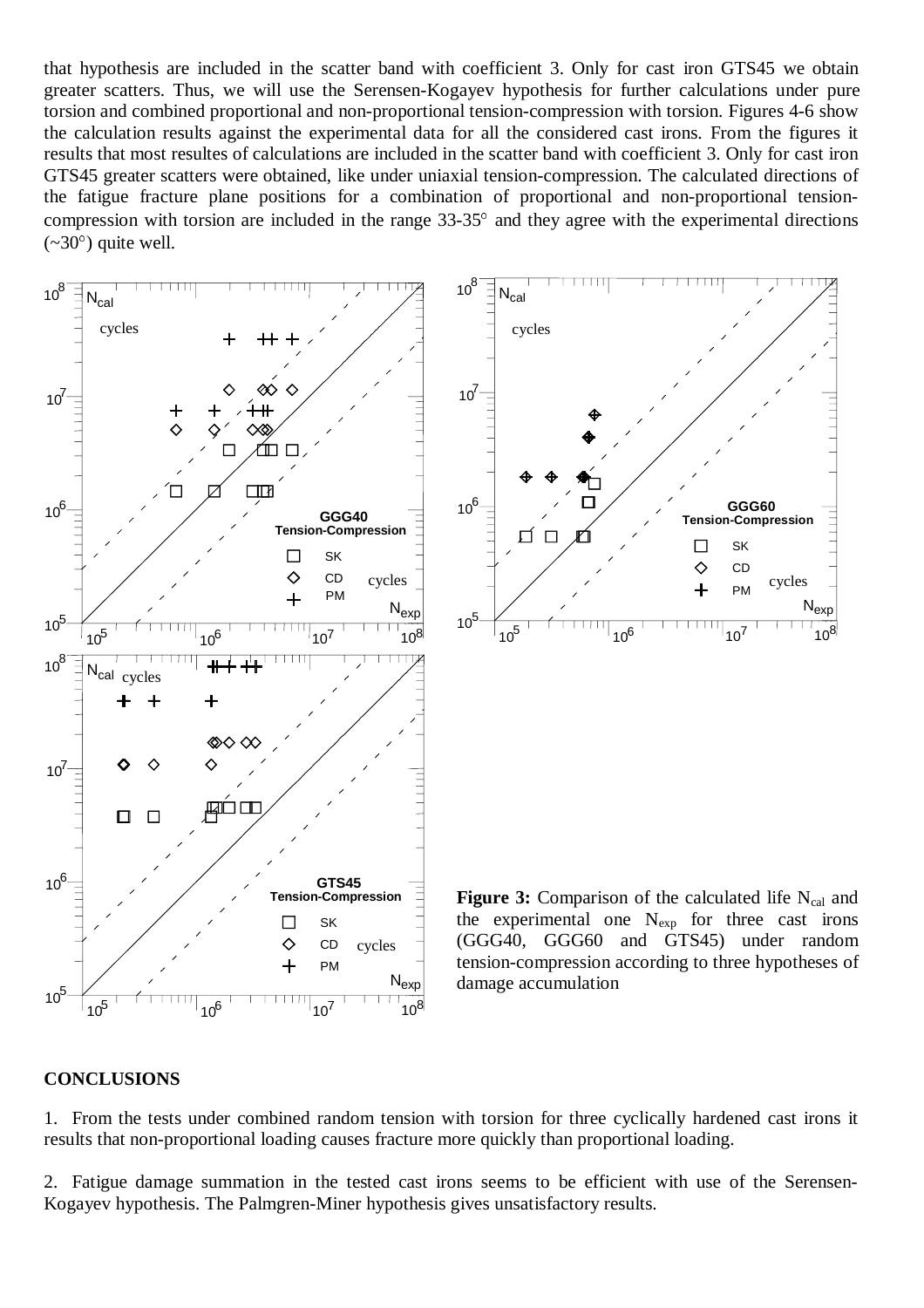that hypothesis are included in the scatter band with coefficient 3. Only for cast iron GTS45 we obtain greater scatters. Thus, we will use the Serensen-Kogayev hypothesis for further calculations under pure torsion and combined proportional and non-proportional tension-compression with torsion. Figures 4-6 show the calculation results against the experimental data for all the considered cast irons. From the figures it results that most resultes of calculations are included in the scatter band with coefficient 3. Only for cast iron GTS45 greater scatters were obtained, like under uniaxial tension-compression. The calculated directions of the fatigue fracture plane positions for a combination of proportional and non-proportional tension-compression with torsion are included in the range 33-35° and they agree with the experimental directions (~30°) quite well.

**Figure 3:** Comparison of the calculated life $N_{cal}$ and the experimental one $N_{exp}$ for three cast irons (GGG40, GGG60 and GTS45) under random tension-compression according to three hypotheses of damage accumulation

## CONCLUSIONS

1. From the tests under combined random tension with torsion for three cyclically hardened cast irons it results that non-proportional loading causes fracture more quickly than proportional loading.

2. Fatigue damage summation in the tested cast irons seems to be efficient with use of the Serensen-Kogayev hypothesis. The Palmgren-Miner hypothesis gives unsatisfactory results.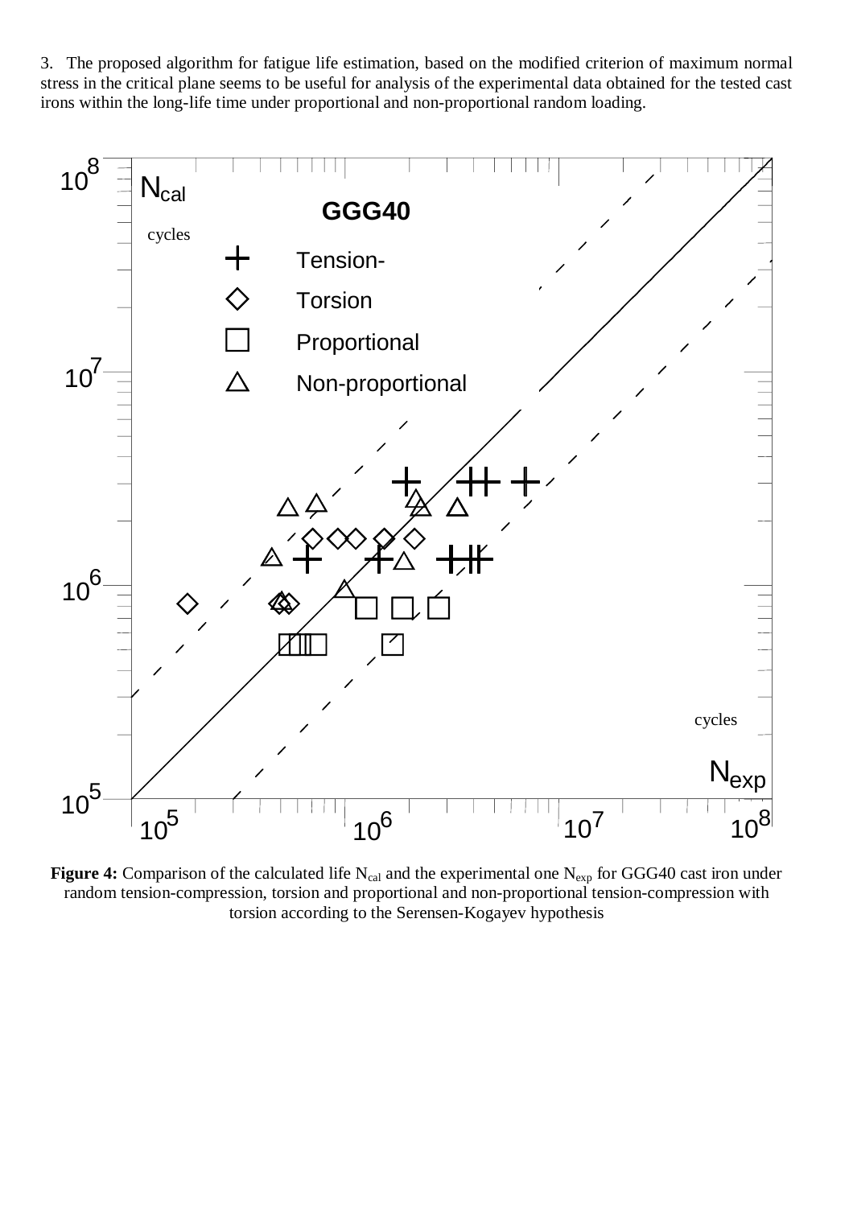3. The proposed algorithm for fatigue life estimation, based on the modified criterion of maximum normal stress in the critical plane seems to be useful for analysis of the experimental data obtained for the tested cast irons within the long-life time under proportional and non-proportional random loading.

**Figure 4:** Comparison of the calculated life $N_{cal}$ and the experimental one $N_{exp}$ for GGG40 cast iron under random tension-compression, torsion and proportional and non-proportional tension-compression with torsion according to the Serensen-Kogayev hypothesis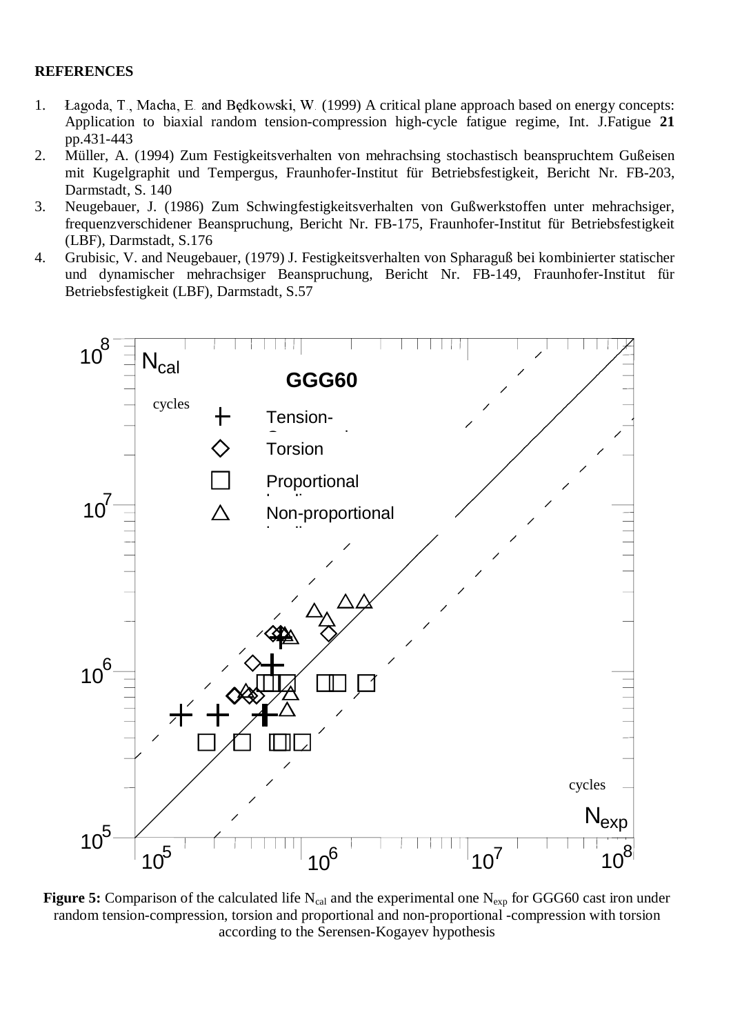**REFERENCES**

1. Łagoda, T., Macha, E. and Będkowski, W. (1999) A critical plane approach based on energy concepts: Application to biaxial random tension-compression high-cycle fatigue regime, Int. J.Fatigue **21** pp.431-443
2. Müller, A. (1994) Zum Festigkeitsverhalten von mehrachsing stochastisch beanspruchtem Gußeisen mit Kugelgraphit und Tempergus, Fraunhofer-Institut für Betriebsfestigkeit, Bericht Nr. FB-203, Darmstadt, S. 140
3. Neugebauer, J. (1986) Zum Schwingfestigkeitsverhalten von Gußwerkstoffen unter mehrachsiger, frequenzverschidener Beanspruchung, Bericht Nr. FB-175, Fraunhofer-Institut für Betriebsfestigkeit (LBF), Darmstadt, S.176
4. Grubisic, V. and Neugebauer, (1979) J. Festigkeitsverhalten von Spharaguß bei kombinierter statischer und dynamischer mehrachsiger Beanspruchung, Bericht Nr. FB-149, Fraunhofer-Institut für Betriebsfestigkeit (LBF), Darmstadt, S.57

**Figure 5:** Comparison of the calculated life $N_{cal}$ and the experimental one $N_{exp}$ for GGG60 cast iron under random tension-compression, torsion and proportional and non-proportional -compression with torsion according to the Serensen-Kogayev hypothesis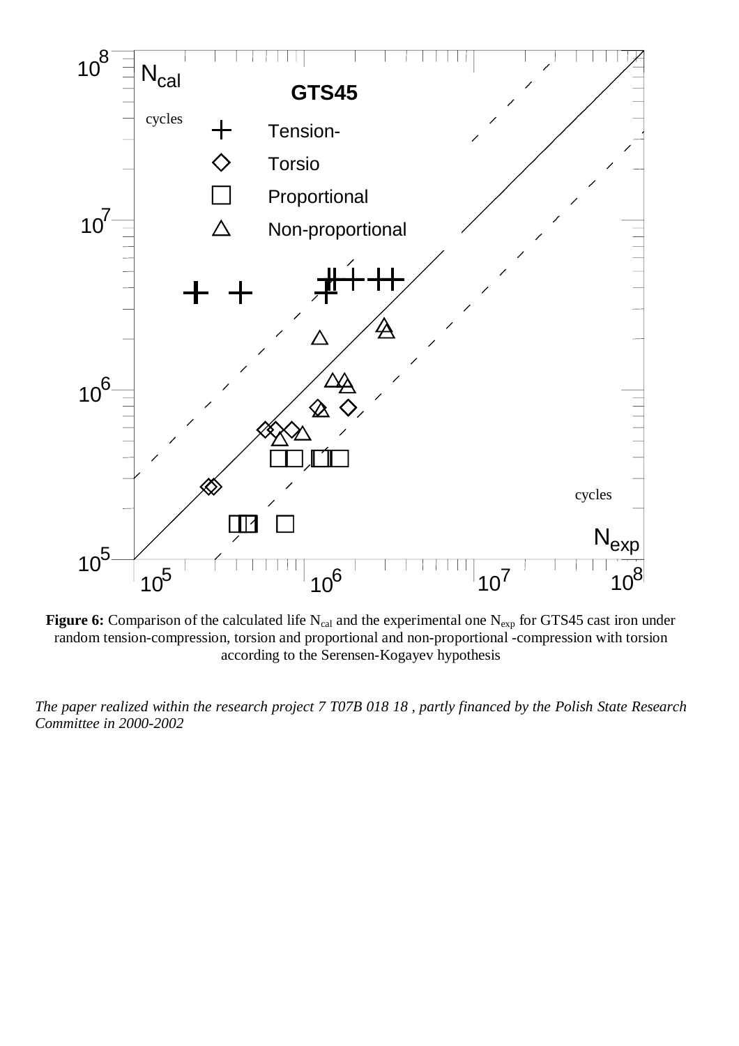$10^8$

$N_{cal}$

cycles

**GTS45**

Tension-

Torsio

Proportional

Non-proportional

$10^7$

$10^6$

cycles

$N_{exp}$

$10^5$

$10^5$ $10^6$ $10^7$ $10^8$

**Figure 6:** Comparison of the calculated life $N_{cal}$ and the experimental one $N_{exp}$ for GTS45 cast iron under random tension-compression, torsion and proportional and non-proportional -compression with torsion according to the Serensen-Kogayev hypothesis

*The paper realized within the research project 7 T07B 018 18 , partly financed by the Polish State Research Committee in 2000-2002*